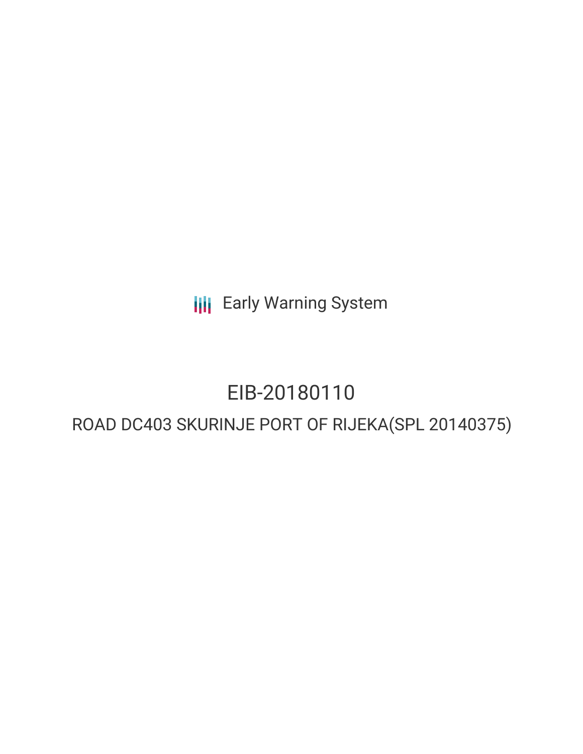Early Warning System

# EIB-20180110

## ROAD DC403 SKURINJE PORT OF RIJEKA(SPL 20140375)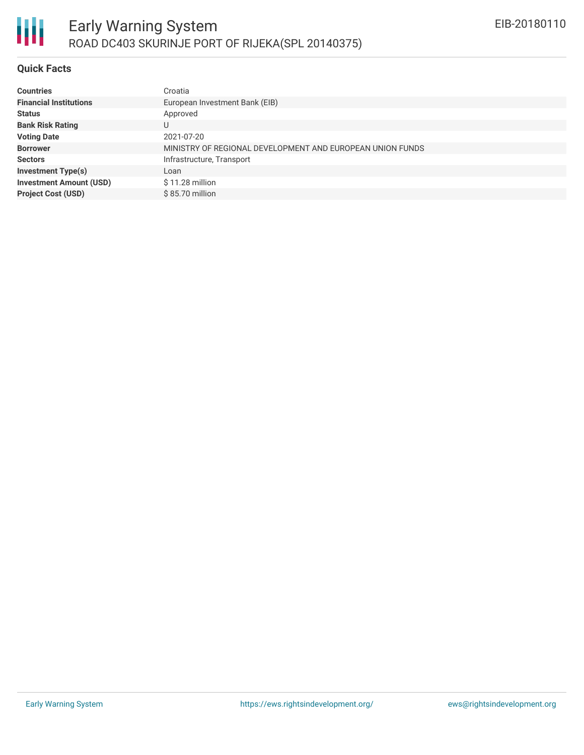## Quick Facts

| | |
|---|---|
| **Countries** | Croatia |
| **Financial Institutions** | European Investment Bank (EIB) |
| **Status** | Approved |
| **Bank Risk Rating** | U |
| **Voting Date** | 2021-07-20 |
| **Borrower** | MINISTRY OF REGIONAL DEVELOPMENT AND EUROPEAN UNION FUNDS |
| **Sectors** | Infrastructure, Transport |
| **Investment Type(s)** | Loan |
| **Investment Amount (USD)** | $ 11.28 million |
| **Project Cost (USD)** | $ 85.70 million |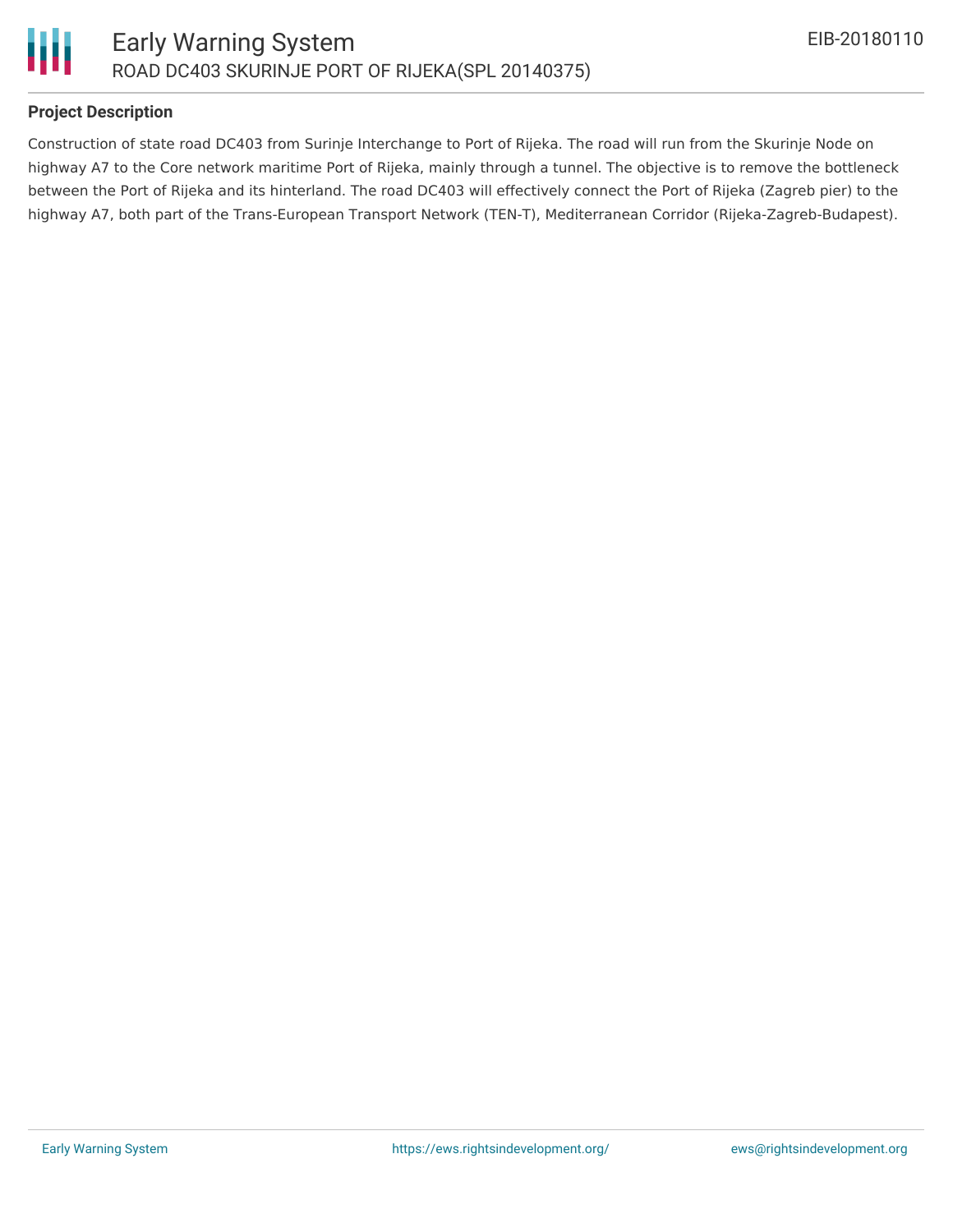## Project Description

Construction of state road DC403 from Surinje Interchange to Port of Rijeka. The road will run from the Skurinje Node on highway A7 to the Core network maritime Port of Rijeka, mainly through a tunnel. The objective is to remove the bottleneck between the Port of Rijeka and its hinterland. The road DC403 will effectively connect the Port of Rijeka (Zagreb pier) to the highway A7, both part of the Trans-European Transport Network (TEN-T), Mediterranean Corridor (Rijeka-Zagreb-Budapest).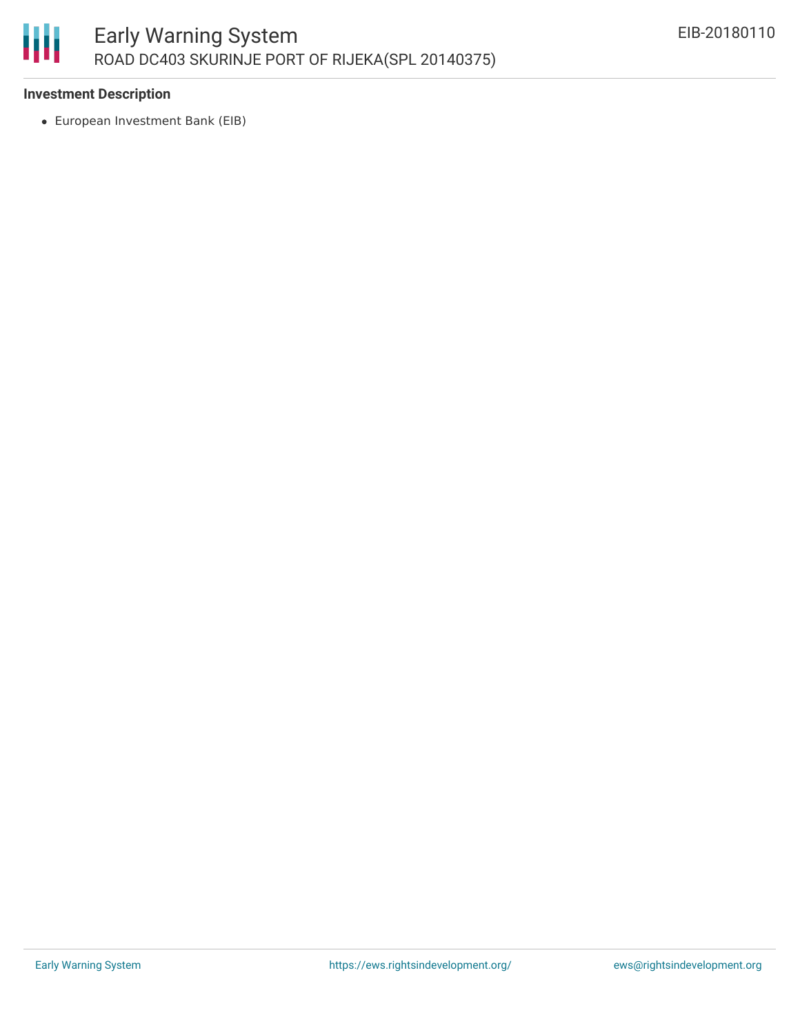### Investment Description

- European Investment Bank (EIB)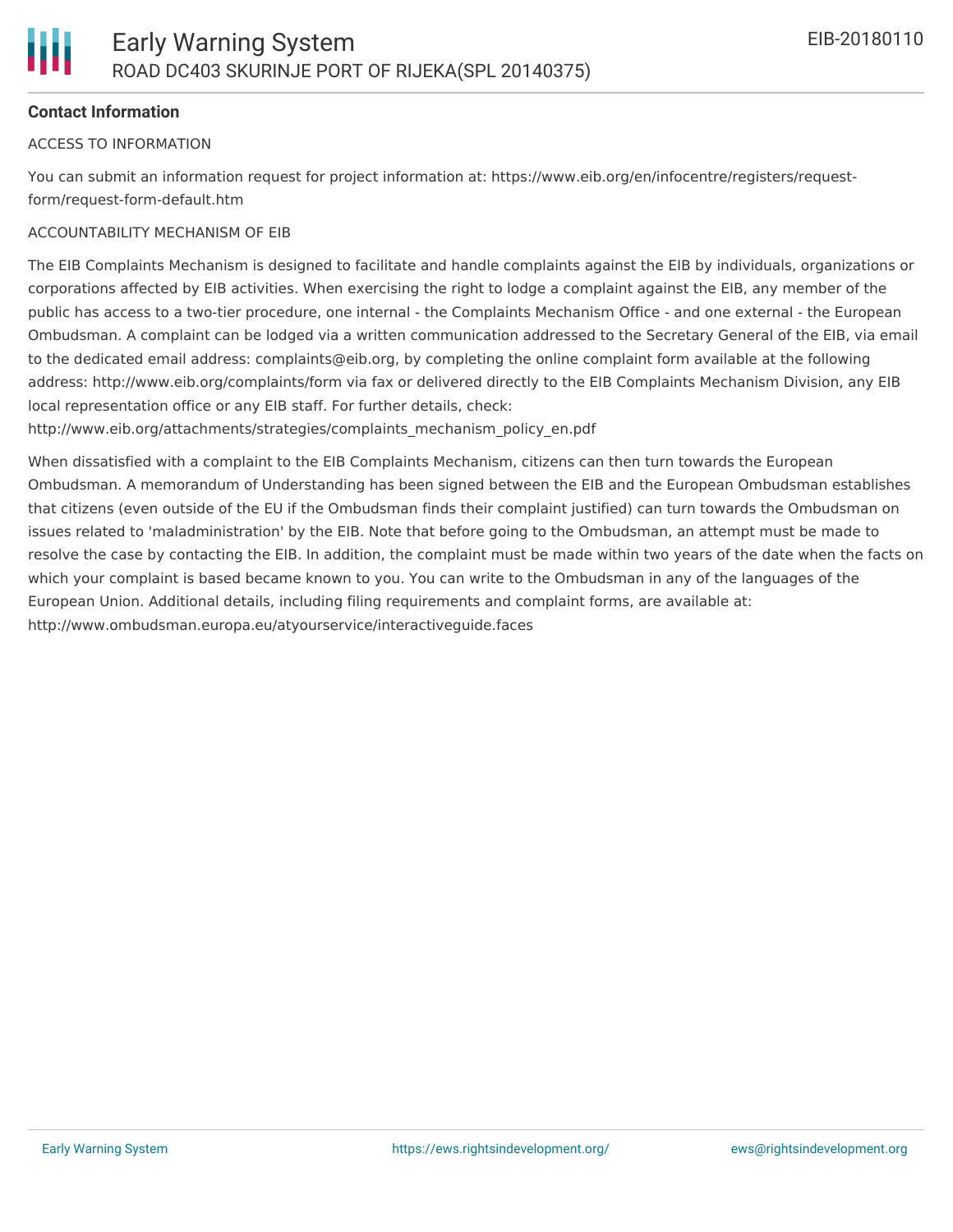**Contact Information**

ACCESS TO INFORMATION

You can submit an information request for project information at: https://www.eib.org/en/infocentre/registers/request-form/request-form-default.htm

ACCOUNTABILITY MECHANISM OF EIB

The EIB Complaints Mechanism is designed to facilitate and handle complaints against the EIB by individuals, organizations or corporations affected by EIB activities. When exercising the right to lodge a complaint against the EIB, any member of the public has access to a two-tier procedure, one internal - the Complaints Mechanism Office - and one external - the European Ombudsman. A complaint can be lodged via a written communication addressed to the Secretary General of the EIB, via email to the dedicated email address: complaints@eib.org, by completing the online complaint form available at the following address: http://www.eib.org/complaints/form via fax or delivered directly to the EIB Complaints Mechanism Division, any EIB local representation office or any EIB staff. For further details, check: http://www.eib.org/attachments/strategies/complaints_mechanism_policy_en.pdf

When dissatisfied with a complaint to the EIB Complaints Mechanism, citizens can then turn towards the European Ombudsman. A memorandum of Understanding has been signed between the EIB and the European Ombudsman establishes that citizens (even outside of the EU if the Ombudsman finds their complaint justified) can turn towards the Ombudsman on issues related to 'maladministration' by the EIB. Note that before going to the Ombudsman, an attempt must be made to resolve the case by contacting the EIB. In addition, the complaint must be made within two years of the date when the facts on which your complaint is based became known to you. You can write to the Ombudsman in any of the languages of the European Union. Additional details, including filing requirements and complaint forms, are available at: http://www.ombudsman.europa.eu/atyourservice/interactiveguide.faces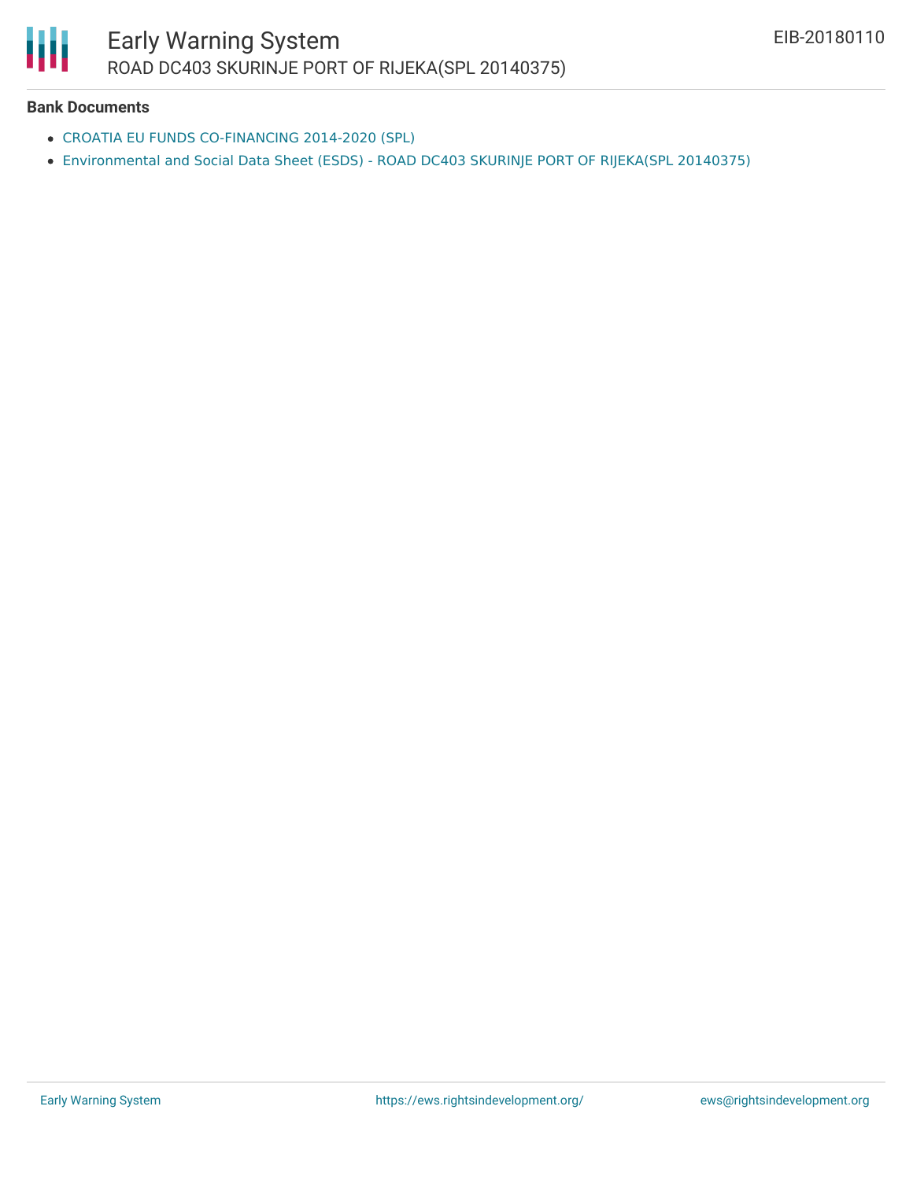**Bank Documents**

- CROATIA EU FUNDS CO-FINANCING 2014-2020 (SPL)
- Environmental and Social Data Sheet (ESDS) - ROAD DC403 SKURINJE PORT OF RIJEKA(SPL 20140375)